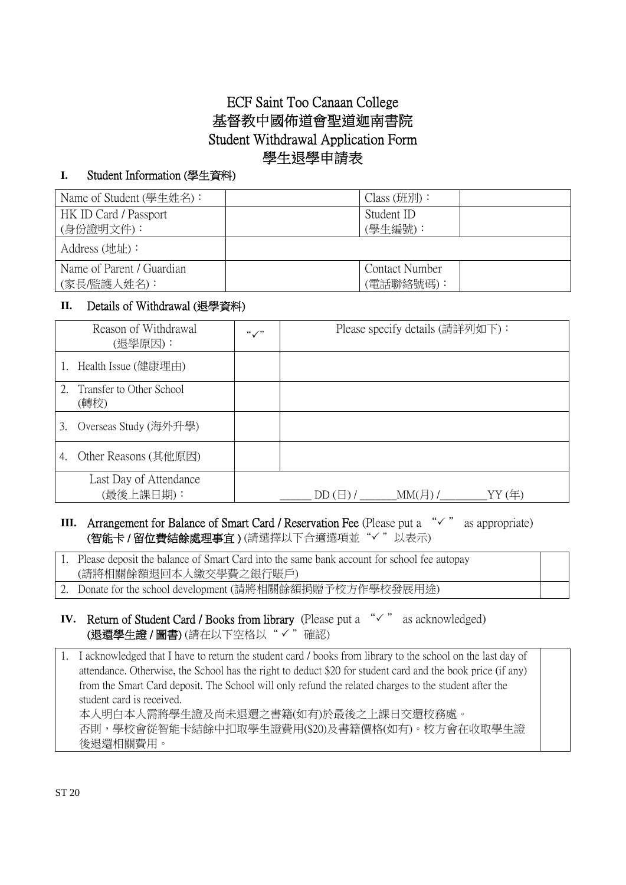# ECF Saint Too Canaan College
# 基督教中國佈道會聖道迦南書院
## Student Withdrawal Application Form
## 學生退學申請表

### I. Student Information (學生資料)

| Name of Student (學生姓名)： | | Class (班別)： | |
|---|---|---|---|
| HK ID Card / Passport (身份證明文件)： | | Student ID (學生編號)： | |
| Address (地址)： | | | |
| Name of Parent / Guardian (家長/監護人姓名)： | | Contact Number (電話聯絡號碼)： | |

### II. Details of Withdrawal (退學資料)

| Reason of Withdrawal (退學原因)： | "✓" | Please specify details (請詳列如下)： |
|---|---|---|
| 1. Health Issue (健康理由) | | |
| 2. Transfer to Other School (轉校) | | |
| 3. Overseas Study (海外升學) | | |
| 4. Other Reasons (其他原因) | | |
| Last Day of Attendance (最後上課日期)： | ______ DD (日) / _______MM(月) /_________YY (年) | |

### III. Arrangement for Balance of Smart Card / Reservation Fee (Please put a "✓" as appropriate) (智能卡 / 留位費結餘處理事宜 ) (請選擇以下合適選項並"✓"以表示)

| | |
|---|---|
| 1. Please deposit the balance of Smart Card into the same bank account for school fee autopay (請將相關餘額退回本人繳交學費之銀行賬戶) | |
| 2. Donate for the school development (請將相關餘額捐贈予校方作學校發展用途) | |

### IV. Return of Student Card / Books from library (Please put a "✓" as acknowledged) (退還學生證 / 圖書) (請在以下空格以"✓"確認)

| | |
|---|---|
| 1. I acknowledged that I have to return the student card / books from library to the school on the last day of attendance. Otherwise, the School has the right to deduct $20 for student card and the book price (if any) from the Smart Card deposit. The School will only refund the related charges to the student after the student card is received.<br>本人明白本人需將學生證及尚未退還之書籍(如有)於最後之上課日交還校務處。<br>否則，學校會從智能卡結餘中扣取學生證費用($20)及書籍價格(如有)。校方會在收取學生證後退還相關費用。 | |

ST 20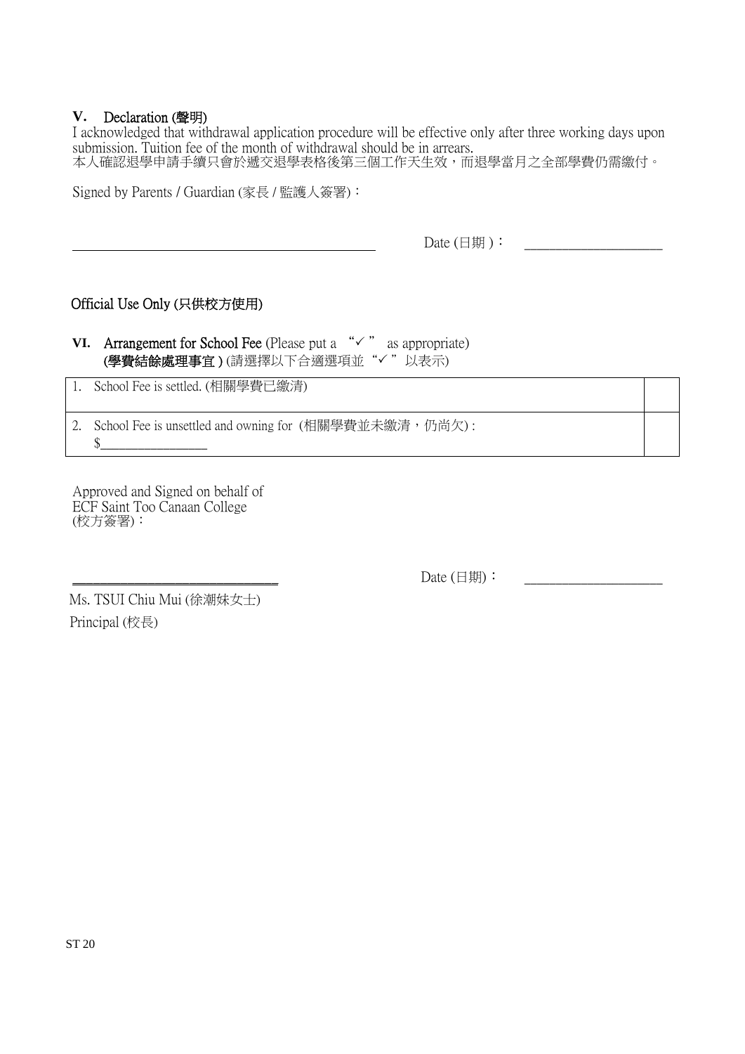## V. Declaration (聲明)

I acknowledged that withdrawal application procedure will be effective only after three working days upon submission. Tuition fee of the month of withdrawal should be in arrears.
本人確認退學申請手續只會於遞交退學表格後第三個工作天生效，而退學當月之全部學費仍需繳付。

Signed by Parents / Guardian (家長 / 監護人簽署)：

______________________________ Date (日期 )： ____________________

## Official Use Only (只供校方使用)

### VI. Arrangement for School Fee (Please put a "✓" as appropriate)
### (學費結餘處理事宜 ) (請選擇以下合適選項並"✓"以表示)

| | |
|---|---|
| 1. School Fee is settled. (相關學費已繳清) | |
| 2. School Fee is unsettled and owning for (相關學費並未繳清，仍尚欠) : $________________ | |

Approved and Signed on behalf of
ECF Saint Too Canaan College
(校方簽署)：

______________________________ Date (日期)： ____________________

Ms. TSUI Chiu Mui (徐潮妹女士)
Principal (校長)

ST 20